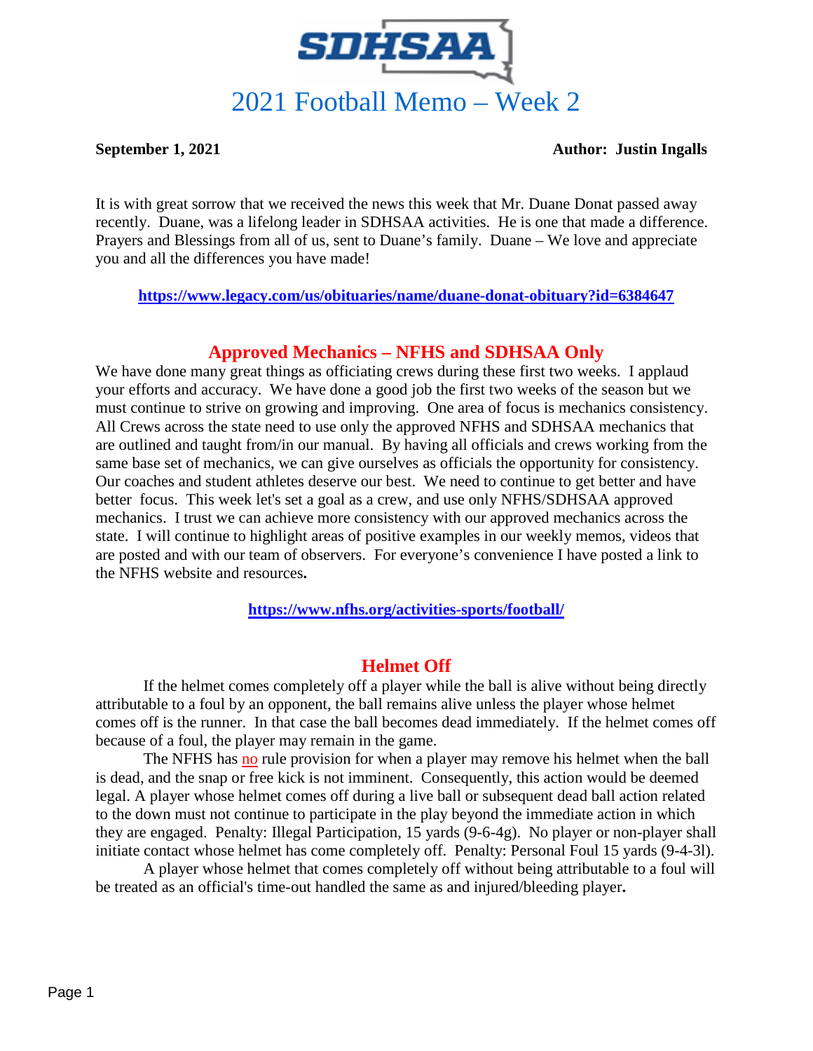# 2021 Football Memo – Week 2

**September 1, 2021** **Author: Justin Ingalls**

It is with great sorrow that we received the news this week that Mr. Duane Donat passed away recently. Duane, was a lifelong leader in SDHSAA activities. He is one that made a difference. Prayers and Blessings from all of us, sent to Duane's family. Duane – We love and appreciate you and all the differences you have made!

**https://www.legacy.com/us/obituaries/name/duane-donat-obituary?id=6384647**

## Approved Mechanics – NFHS and SDHSAA Only

We have done many great things as officiating crews during these first two weeks. I applaud your efforts and accuracy. We have done a good job the first two weeks of the season but we must continue to strive on growing and improving. One area of focus is mechanics consistency. All Crews across the state need to use only the approved NFHS and SDHSAA mechanics that are outlined and taught from/in our manual. By having all officials and crews working from the same base set of mechanics, we can give ourselves as officials the opportunity for consistency. Our coaches and student athletes deserve our best. We need to continue to get better and have better focus. This week let's set a goal as a crew, and use only NFHS/SDHSAA approved mechanics. I trust we can achieve more consistency with our approved mechanics across the state. I will continue to highlight areas of positive examples in our weekly memos, videos that are posted and with our team of observers. For everyone's convenience I have posted a link to the NFHS website and resources.

**https://www.nfhs.org/activities-sports/football/**

## Helmet Off

If the helmet comes completely off a player while the ball is alive without being directly attributable to a foul by an opponent, the ball remains alive unless the player whose helmet comes off is the runner. In that case the ball becomes dead immediately. If the helmet comes off because of a foul, the player may remain in the game.

The NFHS has no rule provision for when a player may remove his helmet when the ball is dead, and the snap or free kick is not imminent. Consequently, this action would be deemed legal. A player whose helmet comes off during a live ball or subsequent dead ball action related to the down must not continue to participate in the play beyond the immediate action in which they are engaged. Penalty: Illegal Participation, 15 yards (9-6-4g). No player or non-player shall initiate contact whose helmet has come completely off. Penalty: Personal Foul 15 yards (9-4-3l).

A player whose helmet that comes completely off without being attributable to a foul will be treated as an official's time-out handled the same as and injured/bleeding player.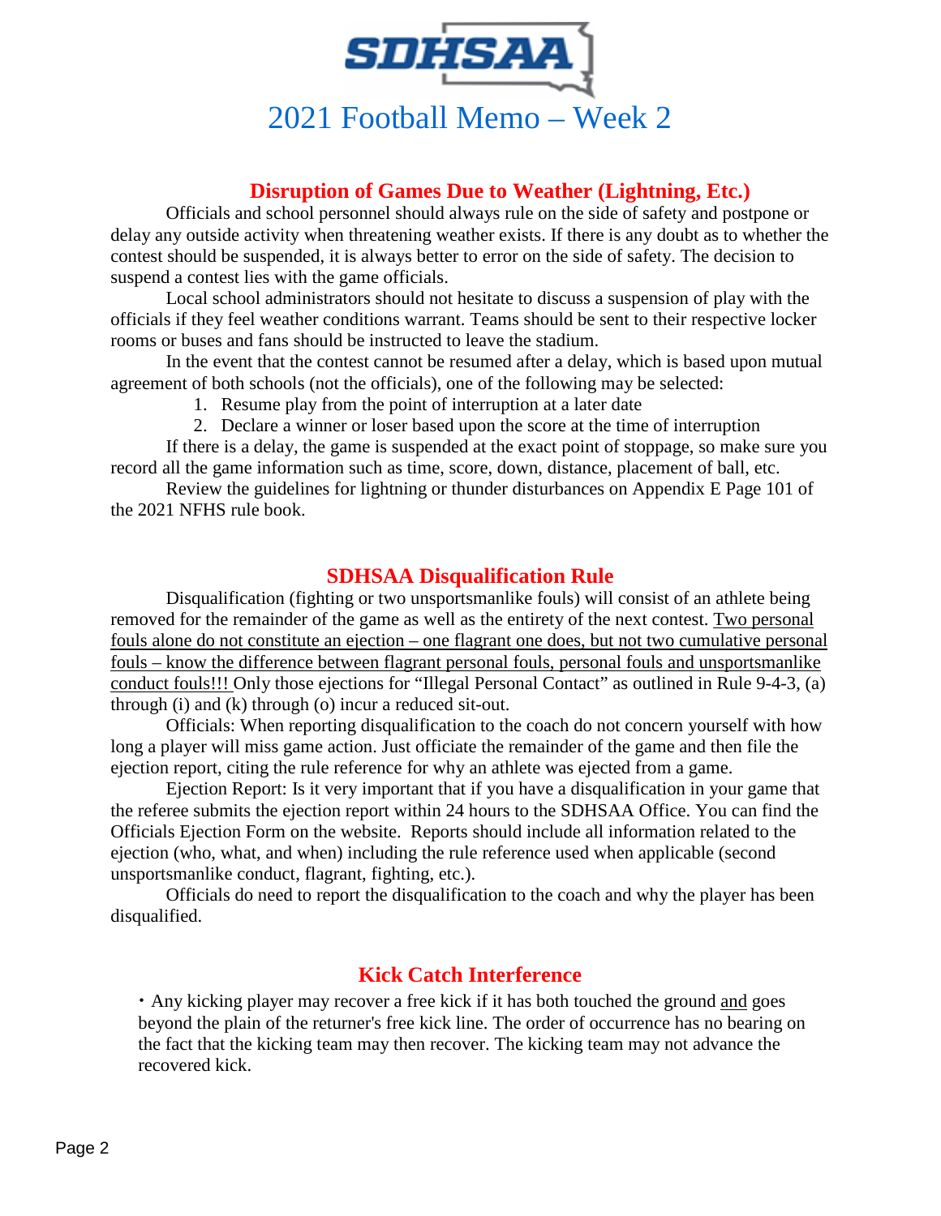SDHSAA

# 2021 Football Memo – Week 2

## Disruption of Games Due to Weather (Lightning, Etc.)

Officials and school personnel should always rule on the side of safety and postpone or delay any outside activity when threatening weather exists. If there is any doubt as to whether the contest should be suspended, it is always better to error on the side of safety. The decision to suspend a contest lies with the game officials.

Local school administrators should not hesitate to discuss a suspension of play with the officials if they feel weather conditions warrant. Teams should be sent to their respective locker rooms or buses and fans should be instructed to leave the stadium.

In the event that the contest cannot be resumed after a delay, which is based upon mutual agreement of both schools (not the officials), one of the following may be selected:

1. Resume play from the point of interruption at a later date
2. Declare a winner or loser based upon the score at the time of interruption

If there is a delay, the game is suspended at the exact point of stoppage, so make sure you record all the game information such as time, score, down, distance, placement of ball, etc.

Review the guidelines for lightning or thunder disturbances on Appendix E Page 101 of the 2021 NFHS rule book.

## SDHSAA Disqualification Rule

Disqualification (fighting or two unsportsmanlike fouls) will consist of an athlete being removed for the remainder of the game as well as the entirety of the next contest. <u>Two personal fouls alone do not constitute an ejection – one flagrant one does, but not two cumulative personal fouls – know the difference between flagrant personal fouls, personal fouls and unsportsmanlike conduct fouls!!!</u> Only those ejections for "Illegal Personal Contact" as outlined in Rule 9-4-3, (a) through (i) and (k) through (o) incur a reduced sit-out.

Officials: When reporting disqualification to the coach do not concern yourself with how long a player will miss game action. Just officiate the remainder of the game and then file the ejection report, citing the rule reference for why an athlete was ejected from a game.

Ejection Report: Is it very important that if you have a disqualification in your game that the referee submits the ejection report within 24 hours to the SDHSAA Office. You can find the Officials Ejection Form on the website. Reports should include all information related to the ejection (who, what, and when) including the rule reference used when applicable (second unsportsmanlike conduct, flagrant, fighting, etc.).

Officials do need to report the disqualification to the coach and why the player has been disqualified.

## Kick Catch Interference

- Any kicking player may recover a free kick if it has both touched the ground <u>and</u> goes beyond the plain of the returner's free kick line. The order of occurrence has no bearing on the fact that the kicking team may then recover. The kicking team may not advance the recovered kick.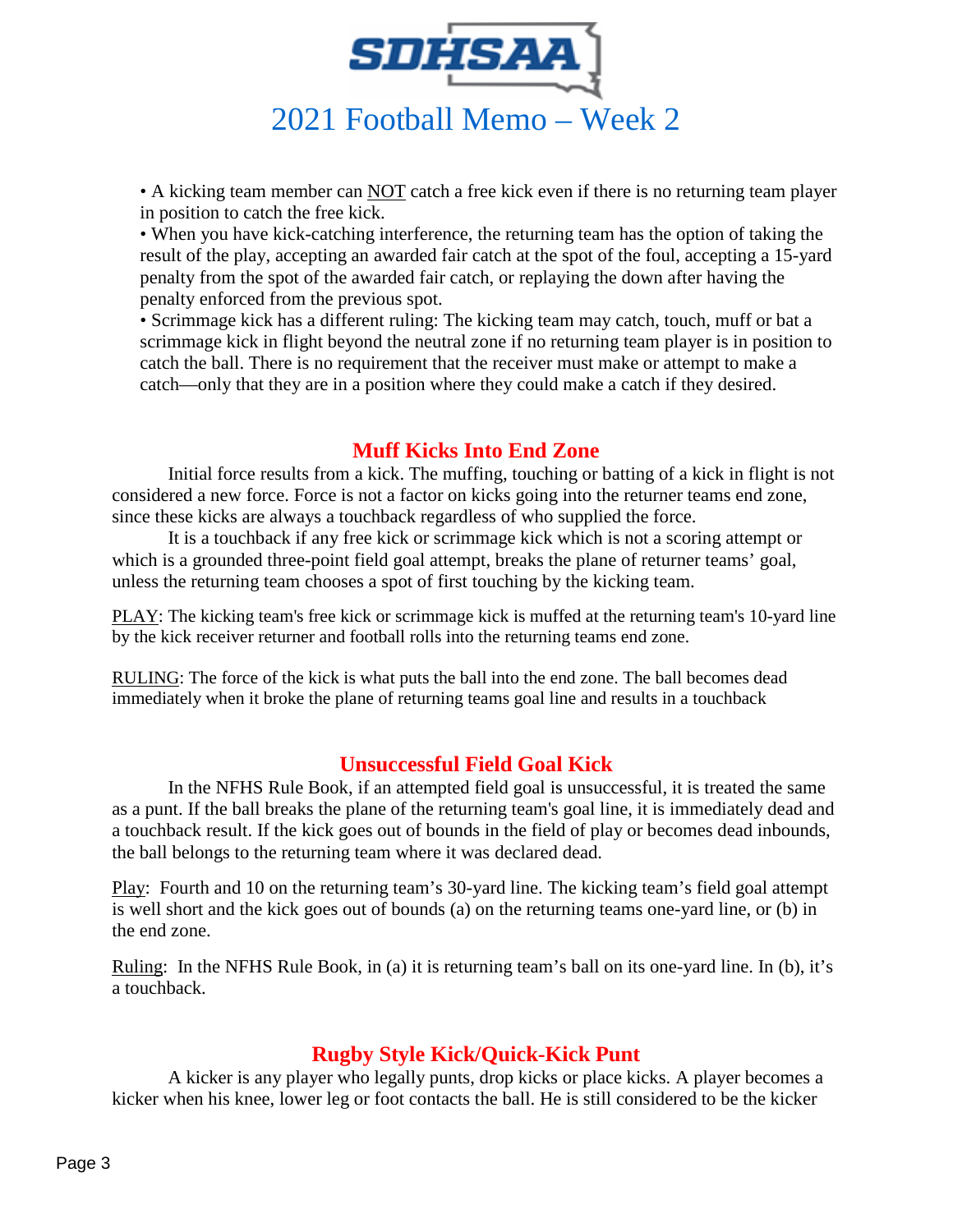• A kicking team member can NOT catch a free kick even if there is no returning team player in position to catch the free kick.
• When you have kick-catching interference, the returning team has the option of taking the result of the play, accepting an awarded fair catch at the spot of the foul, accepting a 15-yard penalty from the spot of the awarded fair catch, or replaying the down after having the penalty enforced from the previous spot.
• Scrimmage kick has a different ruling: The kicking team may catch, touch, muff or bat a scrimmage kick in flight beyond the neutral zone if no returning team player is in position to catch the ball. There is no requirement that the receiver must make or attempt to make a catch—only that they are in a position where they could make a catch if they desired.

## Muff Kicks Into End Zone

Initial force results from a kick. The muffing, touching or batting of a kick in flight is not considered a new force. Force is not a factor on kicks going into the returner teams end zone, since these kicks are always a touchback regardless of who supplied the force.

It is a touchback if any free kick or scrimmage kick which is not a scoring attempt or which is a grounded three-point field goal attempt, breaks the plane of returner teams' goal, unless the returning team chooses a spot of first touching by the kicking team.

PLAY: The kicking team's free kick or scrimmage kick is muffed at the returning team's 10-yard line by the kick receiver returner and football rolls into the returning teams end zone.

RULING: The force of the kick is what puts the ball into the end zone. The ball becomes dead immediately when it broke the plane of returning teams goal line and results in a touchback

## Unsuccessful Field Goal Kick

In the NFHS Rule Book, if an attempted field goal is unsuccessful, it is treated the same as a punt. If the ball breaks the plane of the returning team's goal line, it is immediately dead and a touchback result. If the kick goes out of bounds in the field of play or becomes dead inbounds, the ball belongs to the returning team where it was declared dead.

Play: Fourth and 10 on the returning team's 30-yard line. The kicking team's field goal attempt is well short and the kick goes out of bounds (a) on the returning teams one-yard line, or (b) in the end zone.

Ruling: In the NFHS Rule Book, in (a) it is returning team's ball on its one-yard line. In (b), it's a touchback.

## Rugby Style Kick/Quick-Kick Punt

A kicker is any player who legally punts, drop kicks or place kicks. A player becomes a kicker when his knee, lower leg or foot contacts the ball. He is still considered to be the kicker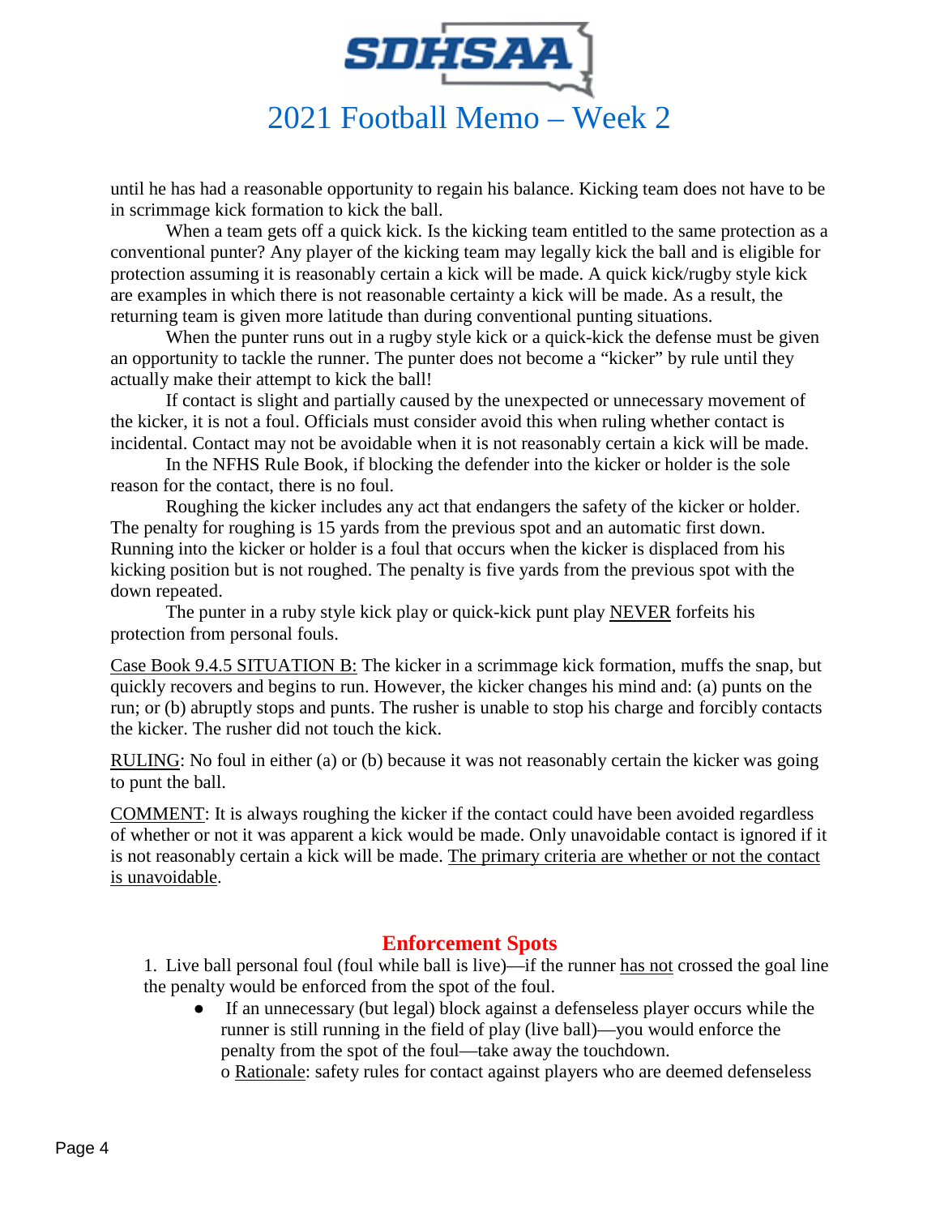until he has had a reasonable opportunity to regain his balance. Kicking team does not have to be in scrimmage kick formation to kick the ball.

When a team gets off a quick kick. Is the kicking team entitled to the same protection as a conventional punter? Any player of the kicking team may legally kick the ball and is eligible for protection assuming it is reasonably certain a kick will be made. A quick kick/rugby style kick are examples in which there is not reasonable certainty a kick will be made. As a result, the returning team is given more latitude than during conventional punting situations.

When the punter runs out in a rugby style kick or a quick-kick the defense must be given an opportunity to tackle the runner. The punter does not become a "kicker" by rule until they actually make their attempt to kick the ball!

If contact is slight and partially caused by the unexpected or unnecessary movement of the kicker, it is not a foul. Officials must consider avoid this when ruling whether contact is incidental. Contact may not be avoidable when it is not reasonably certain a kick will be made.

In the NFHS Rule Book, if blocking the defender into the kicker or holder is the sole reason for the contact, there is no foul.

Roughing the kicker includes any act that endangers the safety of the kicker or holder. The penalty for roughing is 15 yards from the previous spot and an automatic first down. Running into the kicker or holder is a foul that occurs when the kicker is displaced from his kicking position but is not roughed. The penalty is five yards from the previous spot with the down repeated.

The punter in a ruby style kick play or quick-kick punt play NEVER forfeits his protection from personal fouls.

Case Book 9.4.5 SITUATION B: The kicker in a scrimmage kick formation, muffs the snap, but quickly recovers and begins to run. However, the kicker changes his mind and: (a) punts on the run; or (b) abruptly stops and punts. The rusher is unable to stop his charge and forcibly contacts the kicker. The rusher did not touch the kick.

RULING: No foul in either (a) or (b) because it was not reasonably certain the kicker was going to punt the ball.

COMMENT: It is always roughing the kicker if the contact could have been avoided regardless of whether or not it was apparent a kick would be made. Only unavoidable contact is ignored if it is not reasonably certain a kick will be made. The primary criteria are whether or not the contact is unavoidable.

## Enforcement Spots

1. Live ball personal foul (foul while ball is live)—if the runner has not crossed the goal line the penalty would be enforced from the spot of the foul.
   - If an unnecessary (but legal) block against a defenseless player occurs while the runner is still running in the field of play (live ball)—you would enforce the penalty from the spot of the foul—take away the touchdown.
     - Rationale: safety rules for contact against players who are deemed defenseless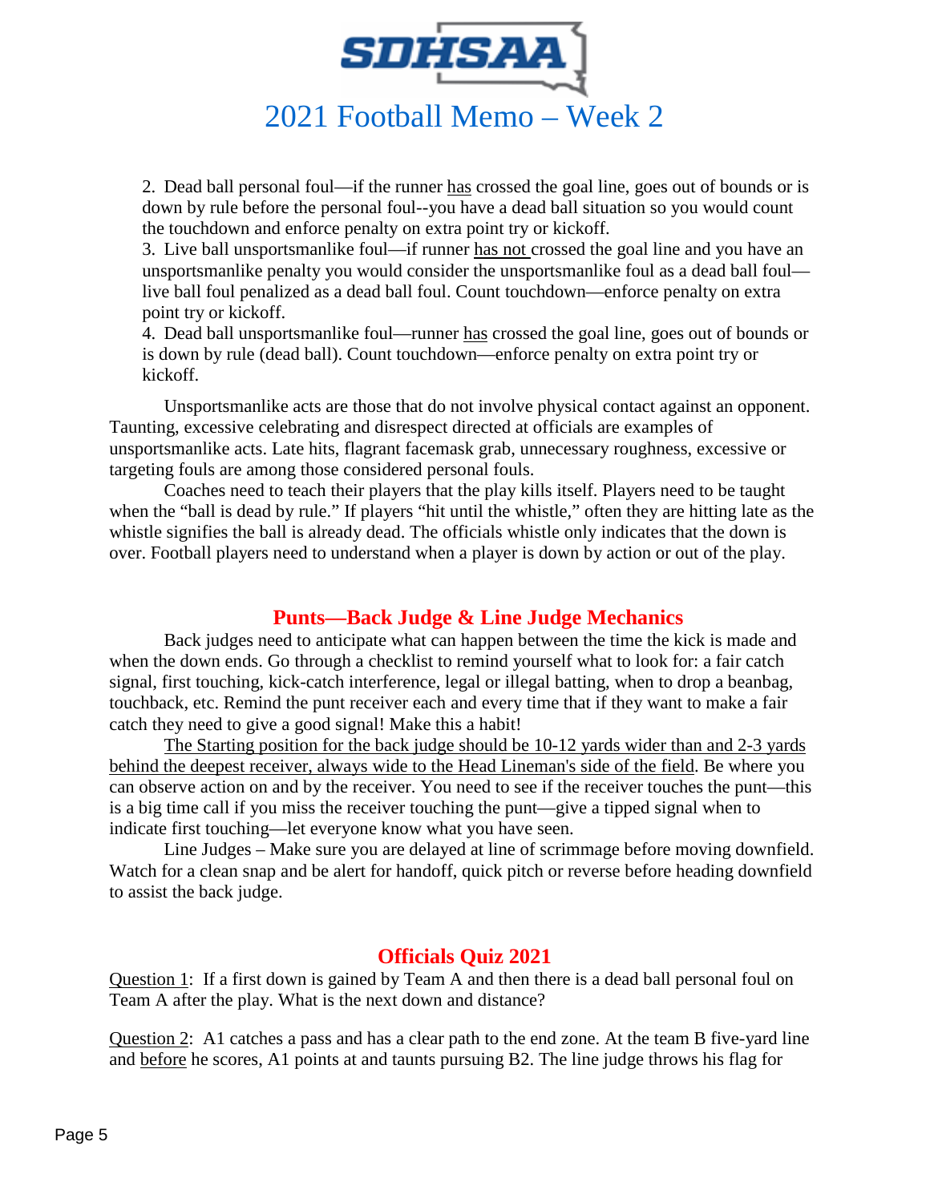2. Dead ball personal foul—if the runner has crossed the goal line, goes out of bounds or is down by rule before the personal foul--you have a dead ball situation so you would count the touchdown and enforce penalty on extra point try or kickoff.
3. Live ball unsportsmanlike foul—if runner has not crossed the goal line and you have an unsportsmanlike penalty you would consider the unsportsmanlike foul as a dead ball foul—live ball foul penalized as a dead ball foul. Count touchdown—enforce penalty on extra point try or kickoff.
4. Dead ball unsportsmanlike foul—runner has crossed the goal line, goes out of bounds or is down by rule (dead ball). Count touchdown—enforce penalty on extra point try or kickoff.

Unsportsmanlike acts are those that do not involve physical contact against an opponent. Taunting, excessive celebrating and disrespect directed at officials are examples of unsportsmanlike acts. Late hits, flagrant facemask grab, unnecessary roughness, excessive or targeting fouls are among those considered personal fouls.

Coaches need to teach their players that the play kills itself. Players need to be taught when the "ball is dead by rule." If players "hit until the whistle," often they are hitting late as the whistle signifies the ball is already dead. The officials whistle only indicates that the down is over. Football players need to understand when a player is down by action or out of the play.

## Punts—Back Judge & Line Judge Mechanics

Back judges need to anticipate what can happen between the time the kick is made and when the down ends. Go through a checklist to remind yourself what to look for: a fair catch signal, first touching, kick-catch interference, legal or illegal batting, when to drop a beanbag, touchback, etc. Remind the punt receiver each and every time that if they want to make a fair catch they need to give a good signal! Make this a habit!

The Starting position for the back judge should be 10-12 yards wider than and 2-3 yards behind the deepest receiver, always wide to the Head Lineman's side of the field. Be where you can observe action on and by the receiver. You need to see if the receiver touches the punt—this is a big time call if you miss the receiver touching the punt—give a tipped signal when to indicate first touching—let everyone know what you have seen.

Line Judges – Make sure you are delayed at line of scrimmage before moving downfield. Watch for a clean snap and be alert for handoff, quick pitch or reverse before heading downfield to assist the back judge.

## Officials Quiz 2021

Question 1: If a first down is gained by Team A and then there is a dead ball personal foul on Team A after the play. What is the next down and distance?

Question 2: A1 catches a pass and has a clear path to the end zone. At the team B five-yard line and before he scores, A1 points at and taunts pursuing B2. The line judge throws his flag for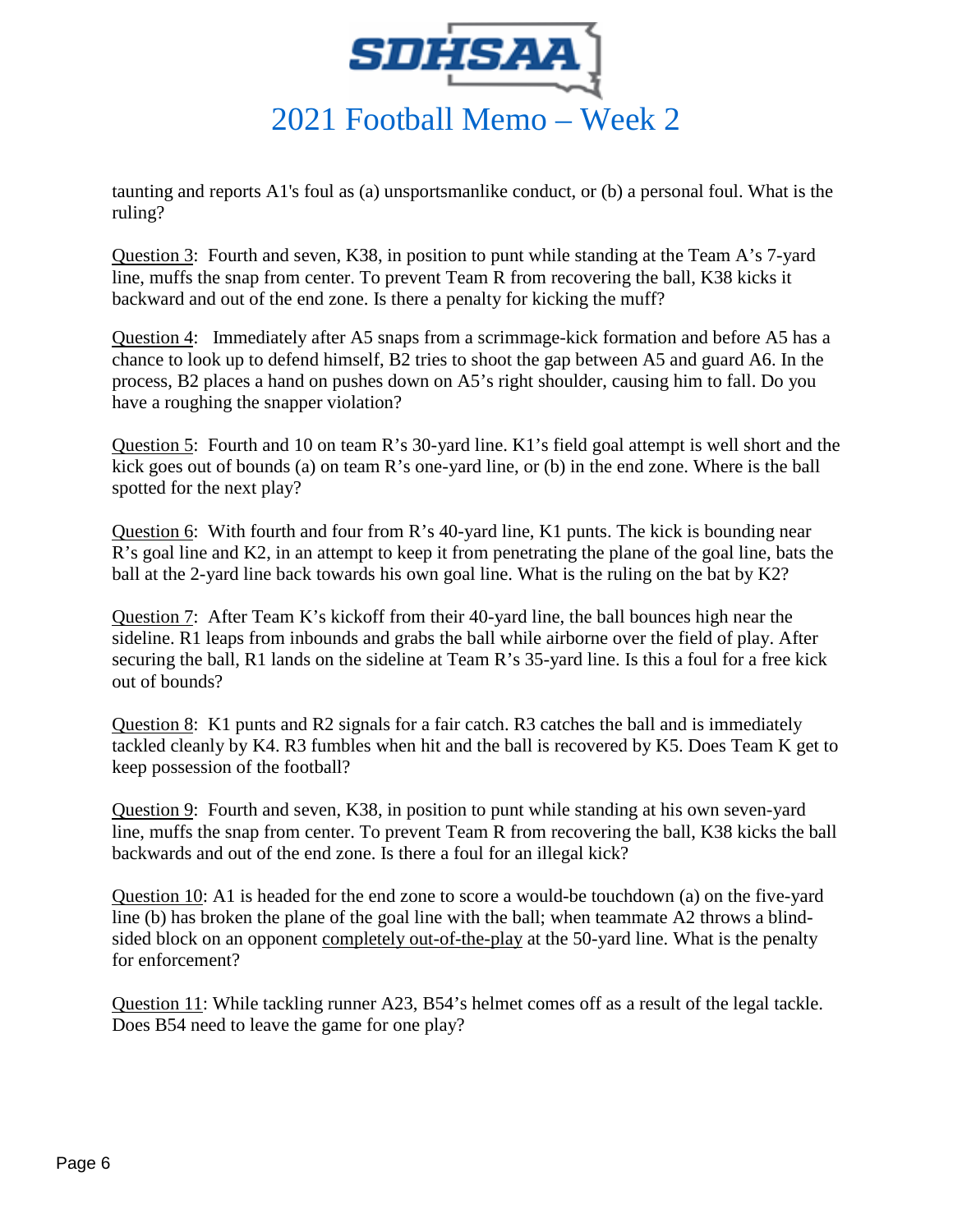taunting and reports A1's foul as (a) unsportsmanlike conduct, or (b) a personal foul. What is the ruling?

Question 3: Fourth and seven, K38, in position to punt while standing at the Team A's 7-yard line, muffs the snap from center. To prevent Team R from recovering the ball, K38 kicks it backward and out of the end zone. Is there a penalty for kicking the muff?

Question 4: Immediately after A5 snaps from a scrimmage-kick formation and before A5 has a chance to look up to defend himself, B2 tries to shoot the gap between A5 and guard A6. In the process, B2 places a hand on pushes down on A5's right shoulder, causing him to fall. Do you have a roughing the snapper violation?

Question 5: Fourth and 10 on team R's 30-yard line. K1's field goal attempt is well short and the kick goes out of bounds (a) on team R's one-yard line, or (b) in the end zone. Where is the ball spotted for the next play?

Question 6: With fourth and four from R's 40-yard line, K1 punts. The kick is bounding near R's goal line and K2, in an attempt to keep it from penetrating the plane of the goal line, bats the ball at the 2-yard line back towards his own goal line. What is the ruling on the bat by K2?

Question 7: After Team K's kickoff from their 40-yard line, the ball bounces high near the sideline. R1 leaps from inbounds and grabs the ball while airborne over the field of play. After securing the ball, R1 lands on the sideline at Team R's 35-yard line. Is this a foul for a free kick out of bounds?

Question 8: K1 punts and R2 signals for a fair catch. R3 catches the ball and is immediately tackled cleanly by K4. R3 fumbles when hit and the ball is recovered by K5. Does Team K get to keep possession of the football?

Question 9: Fourth and seven, K38, in position to punt while standing at his own seven-yard line, muffs the snap from center. To prevent Team R from recovering the ball, K38 kicks the ball backwards and out of the end zone. Is there a foul for an illegal kick?

Question 10: A1 is headed for the end zone to score a would-be touchdown (a) on the five-yard line (b) has broken the plane of the goal line with the ball; when teammate A2 throws a blind-sided block on an opponent completely out-of-the-play at the 50-yard line. What is the penalty for enforcement?

Question 11: While tackling runner A23, B54's helmet comes off as a result of the legal tackle. Does B54 need to leave the game for one play?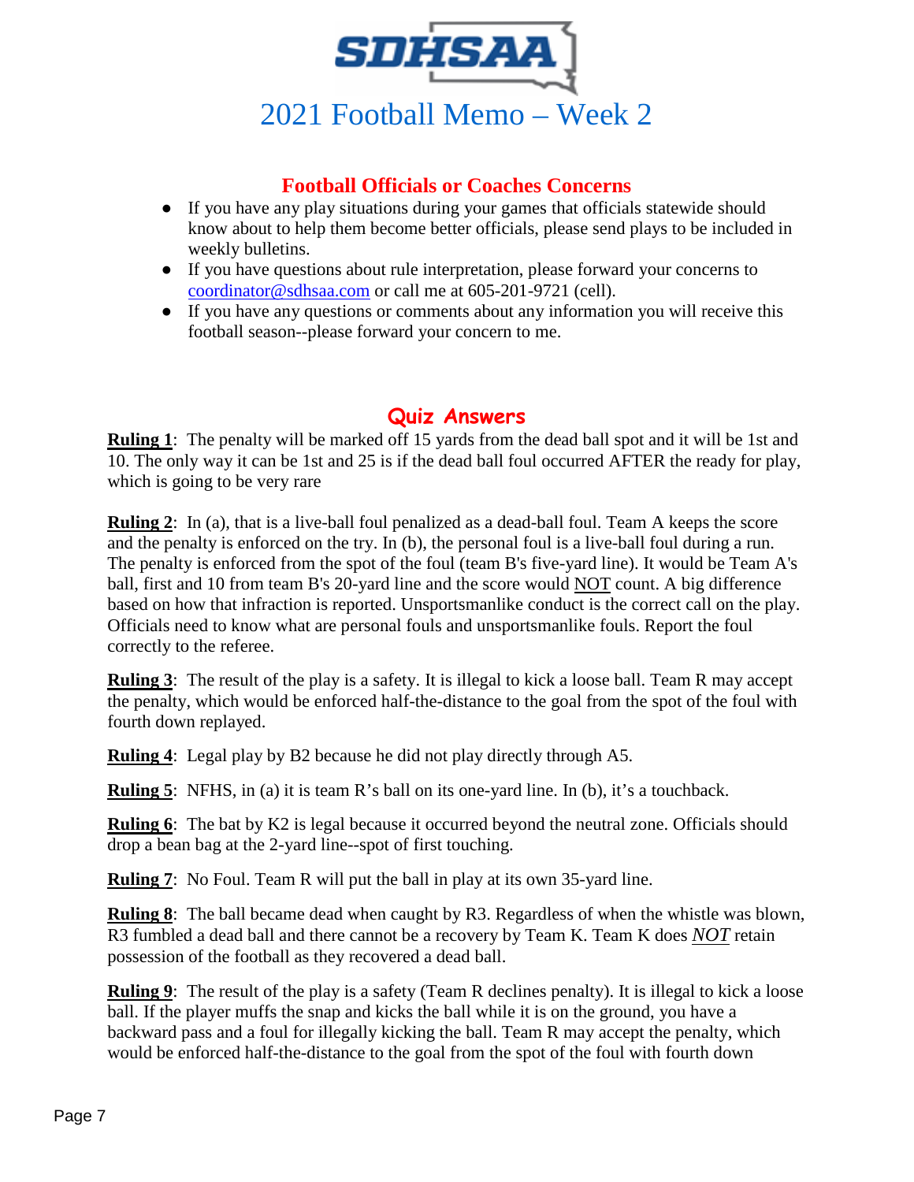# 2021 Football Memo – Week 2

## Football Officials or Coaches Concerns

- If you have any play situations during your games that officials statewide should know about to help them become better officials, please send plays to be included in weekly bulletins.
- If you have questions about rule interpretation, please forward your concerns to coordinator@sdhsaa.com or call me at 605-201-9721 (cell).
- If you have any questions or comments about any information you will receive this football season--please forward your concern to me.

## Quiz Answers

**Ruling 1**: The penalty will be marked off 15 yards from the dead ball spot and it will be 1st and 10. The only way it can be 1st and 25 is if the dead ball foul occurred AFTER the ready for play, which is going to be very rare

**Ruling 2**: In (a), that is a live-ball foul penalized as a dead-ball foul. Team A keeps the score and the penalty is enforced on the try. In (b), the personal foul is a live-ball foul during a run. The penalty is enforced from the spot of the foul (team B's five-yard line). It would be Team A's ball, first and 10 from team B's 20-yard line and the score would NOT count. A big difference based on how that infraction is reported. Unsportsmanlike conduct is the correct call on the play. Officials need to know what are personal fouls and unsportsmanlike fouls. Report the foul correctly to the referee.

**Ruling 3**: The result of the play is a safety. It is illegal to kick a loose ball. Team R may accept the penalty, which would be enforced half-the-distance to the goal from the spot of the foul with fourth down replayed.

**Ruling 4**: Legal play by B2 because he did not play directly through A5.

**Ruling 5**: NFHS, in (a) it is team R's ball on its one-yard line. In (b), it's a touchback.

**Ruling 6**: The bat by K2 is legal because it occurred beyond the neutral zone. Officials should drop a bean bag at the 2-yard line--spot of first touching.

**Ruling 7**: No Foul. Team R will put the ball in play at its own 35-yard line.

**Ruling 8**: The ball became dead when caught by R3. Regardless of when the whistle was blown, R3 fumbled a dead ball and there cannot be a recovery by Team K. Team K does ***NOT*** retain possession of the football as they recovered a dead ball.

**Ruling 9**: The result of the play is a safety (Team R declines penalty). It is illegal to kick a loose ball. If the player muffs the snap and kicks the ball while it is on the ground, you have a backward pass and a foul for illegally kicking the ball. Team R may accept the penalty, which would be enforced half-the-distance to the goal from the spot of the foul with fourth down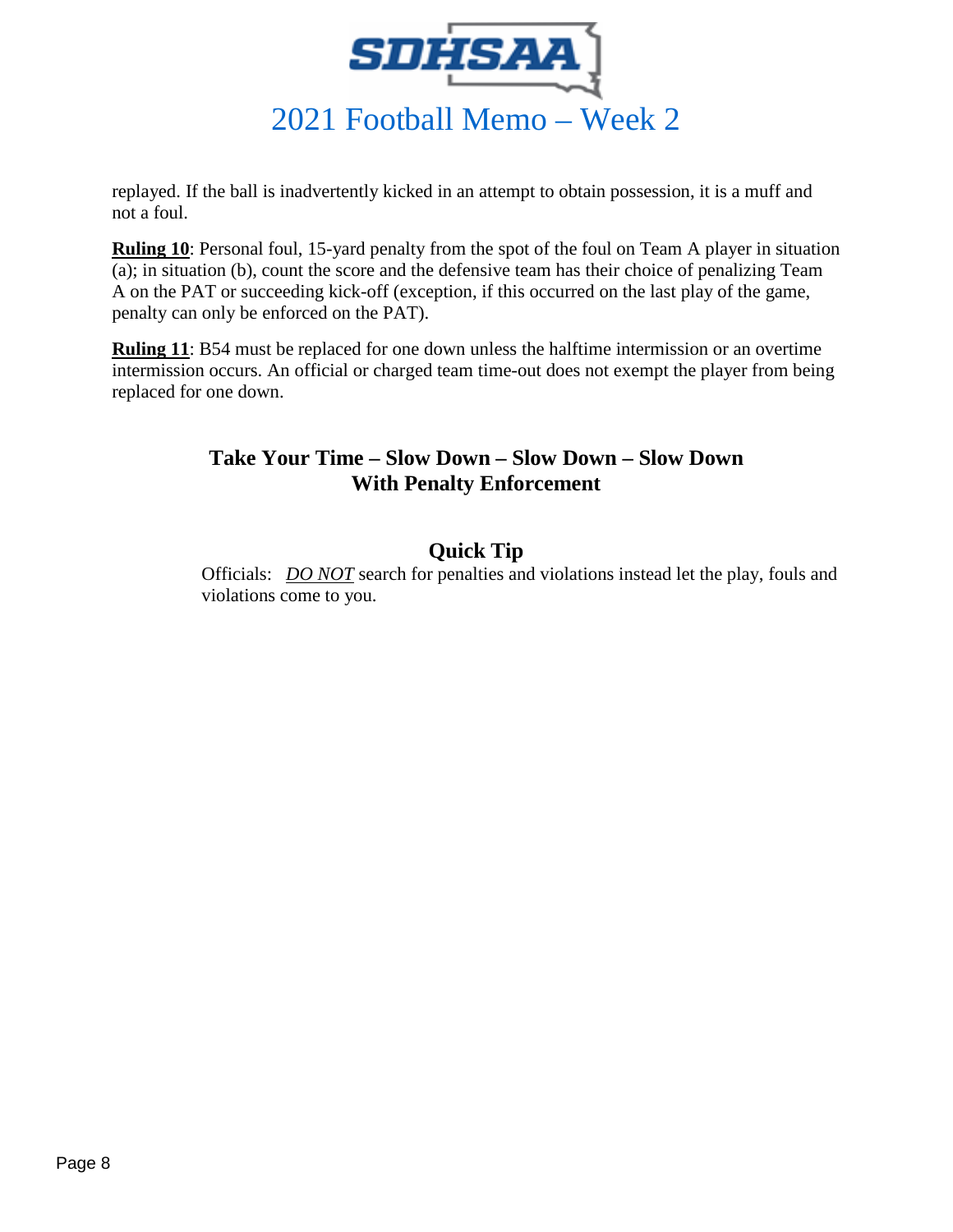replayed. If the ball is inadvertently kicked in an attempt to obtain possession, it is a muff and not a foul.

**Ruling 10**: Personal foul, 15-yard penalty from the spot of the foul on Team A player in situation (a); in situation (b), count the score and the defensive team has their choice of penalizing Team A on the PAT or succeeding kick-off (exception, if this occurred on the last play of the game, penalty can only be enforced on the PAT).

**Ruling 11**: B54 must be replaced for one down unless the halftime intermission or an overtime intermission occurs. An official or charged team time-out does not exempt the player from being replaced for one down.

**Take Your Time – Slow Down – Slow Down – Slow Down**
**With Penalty Enforcement**

**Quick Tip**

Officials: *DO NOT* search for penalties and violations instead let the play, fouls and violations come to you.